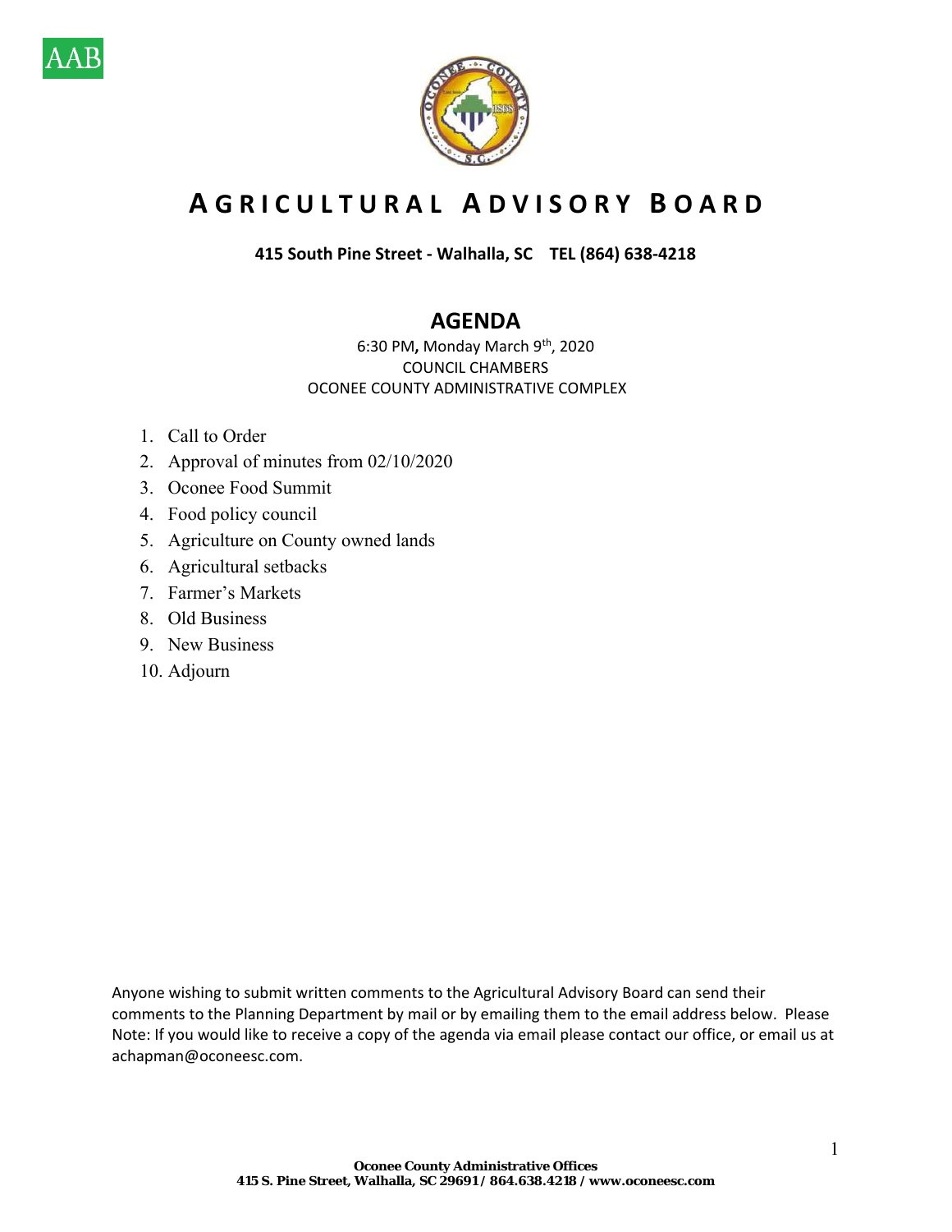AAB

# AGRICULTURAL ADVISORY BOARD

**415 South Pine Street - Walhalla, SC TEL (864) 638-4218**

## AGENDA

6:30 PM**,** Monday March 9th, 2020
COUNCIL CHAMBERS
OCONEE COUNTY ADMINISTRATIVE COMPLEX

1. Call to Order
2. Approval of minutes from 02/10/2020
3. Oconee Food Summit
4. Food policy council
5. Agriculture on County owned lands
6. Agricultural setbacks
7. Farmer's Markets
8. Old Business
9. New Business
10. Adjourn

Anyone wishing to submit written comments to the Agricultural Advisory Board can send their comments to the Planning Department by mail or by emailing them to the email address below. Please Note: If you would like to receive a copy of the agenda via email please contact our office, or email us at achapman@oconeesc.com.

**Oconee County Administrative Offices**
**415 S. Pine Street, Walhalla, SC 29691/ 864.638.4218 / www.oconeesc.com**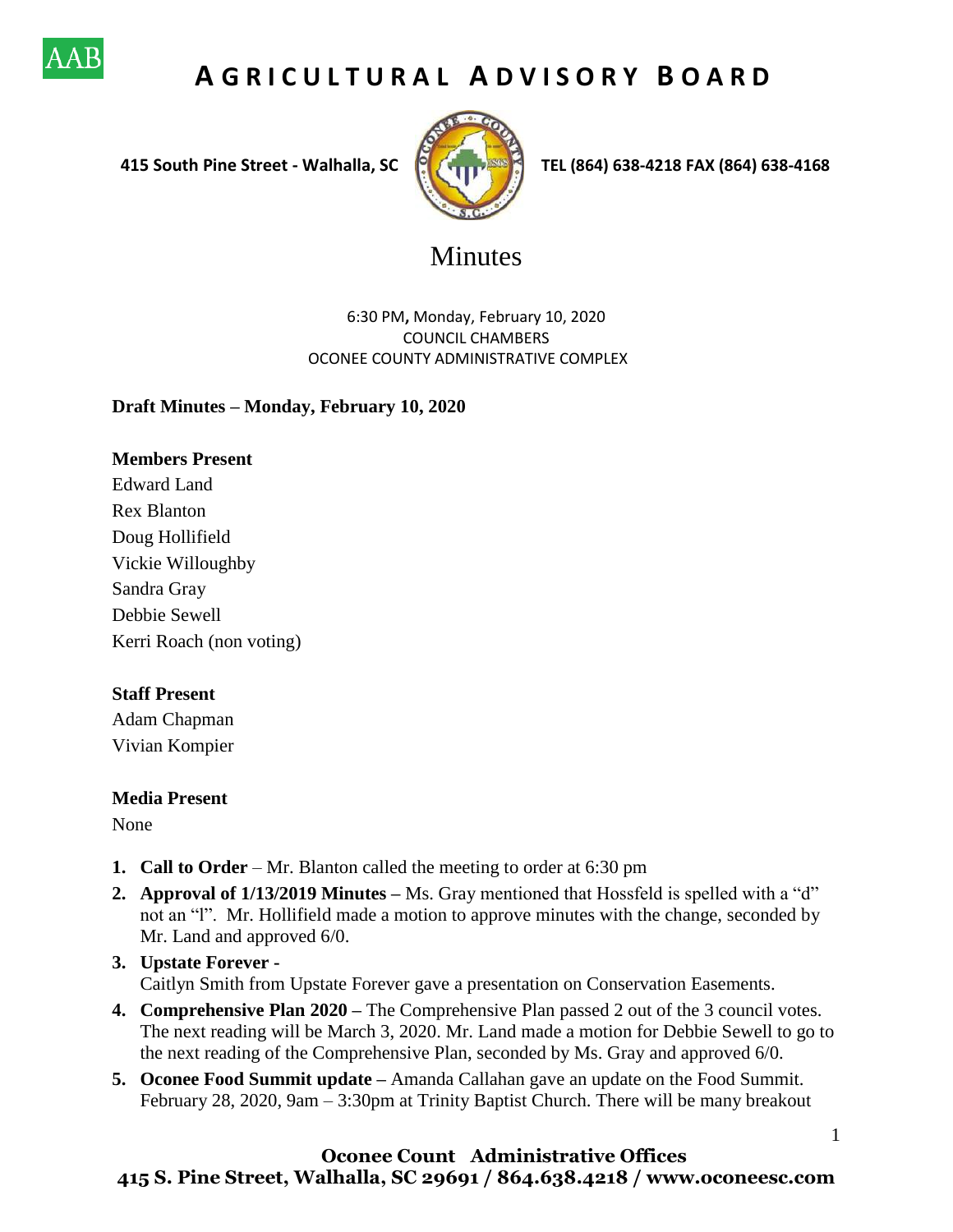# AGRICULTURAL ADVISORY BOARD

**415 South Pine Street - Walhalla, SC** **TEL (864) 638-4218 FAX (864) 638-4168**

# Minutes

6:30 PM**,** Monday, February 10, 2020
COUNCIL CHAMBERS
OCONEE COUNTY ADMINISTRATIVE COMPLEX

**Draft Minutes – Monday, February 10, 2020**

**Members Present**

Edward Land
Rex Blanton
Doug Hollifield
Vickie Willoughby
Sandra Gray
Debbie Sewell
Kerri Roach (non voting)

**Staff Present**

Adam Chapman
Vivian Kompier

**Media Present**

None

1. **Call to Order** – Mr. Blanton called the meeting to order at 6:30 pm
2. **Approval of 1/13/2019 Minutes –** Ms. Gray mentioned that Hossfeld is spelled with a "d" not an "l". Mr. Hollifield made a motion to approve minutes with the change, seconded by Mr. Land and approved 6/0.
3. **Upstate Forever -**
   Caitlyn Smith from Upstate Forever gave a presentation on Conservation Easements.
4. **Comprehensive Plan 2020 –** The Comprehensive Plan passed 2 out of the 3 council votes. The next reading will be March 3, 2020. Mr. Land made a motion for Debbie Sewell to go to the next reading of the Comprehensive Plan, seconded by Ms. Gray and approved 6/0.
5. **Oconee Food Summit update –** Amanda Callahan gave an update on the Food Summit. February 28, 2020, 9am – 3:30pm at Trinity Baptist Church. There will be many breakout

**Oconee Count Administrative Offices**
**415 S. Pine Street, Walhalla, SC 29691 / 864.638.4218 / www.oconeesc.com**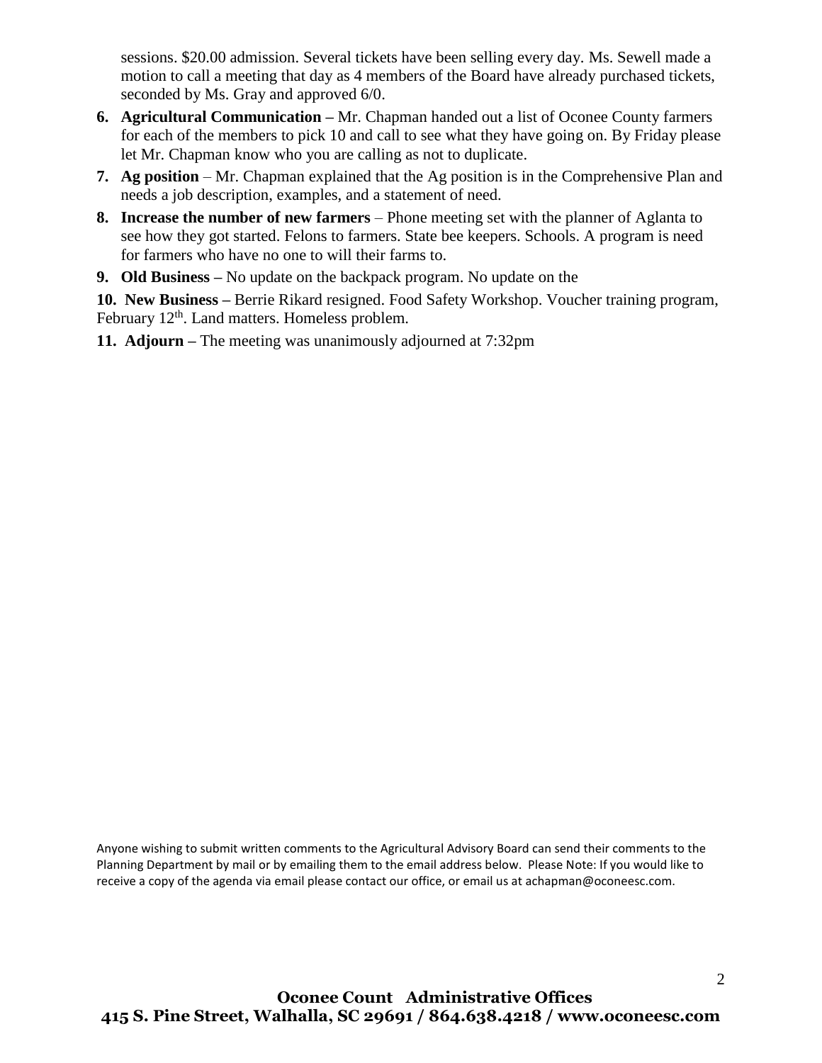sessions. $20.00 admission. Several tickets have been selling every day. Ms. Sewell made a motion to call a meeting that day as 4 members of the Board have already purchased tickets, seconded by Ms. Gray and approved 6/0.

6. **Agricultural Communication –** Mr. Chapman handed out a list of Oconee County farmers for each of the members to pick 10 and call to see what they have going on. By Friday please let Mr. Chapman know who you are calling as not to duplicate.
7. **Ag position** – Mr. Chapman explained that the Ag position is in the Comprehensive Plan and needs a job description, examples, and a statement of need.
8. **Increase the number of new farmers** – Phone meeting set with the planner of Aglanta to see how they got started. Felons to farmers. State bee keepers. Schools. A program is need for farmers who have no one to will their farms to.
9. **Old Business –** No update on the backpack program. No update on the

**10. New Business –** Berrie Rikard resigned. Food Safety Workshop. Voucher training program, February 12th. Land matters. Homeless problem.

**11. Adjourn –** The meeting was unanimously adjourned at 7:32pm

Anyone wishing to submit written comments to the Agricultural Advisory Board can send their comments to the Planning Department by mail or by emailing them to the email address below. Please Note: If you would like to receive a copy of the agenda via email please contact our office, or email us at achapman@oconeesc.com.

**Oconee Count Administrative Offices**
**415 S. Pine Street, Walhalla, SC 29691 / 864.638.4218 / www.oconeesc.com**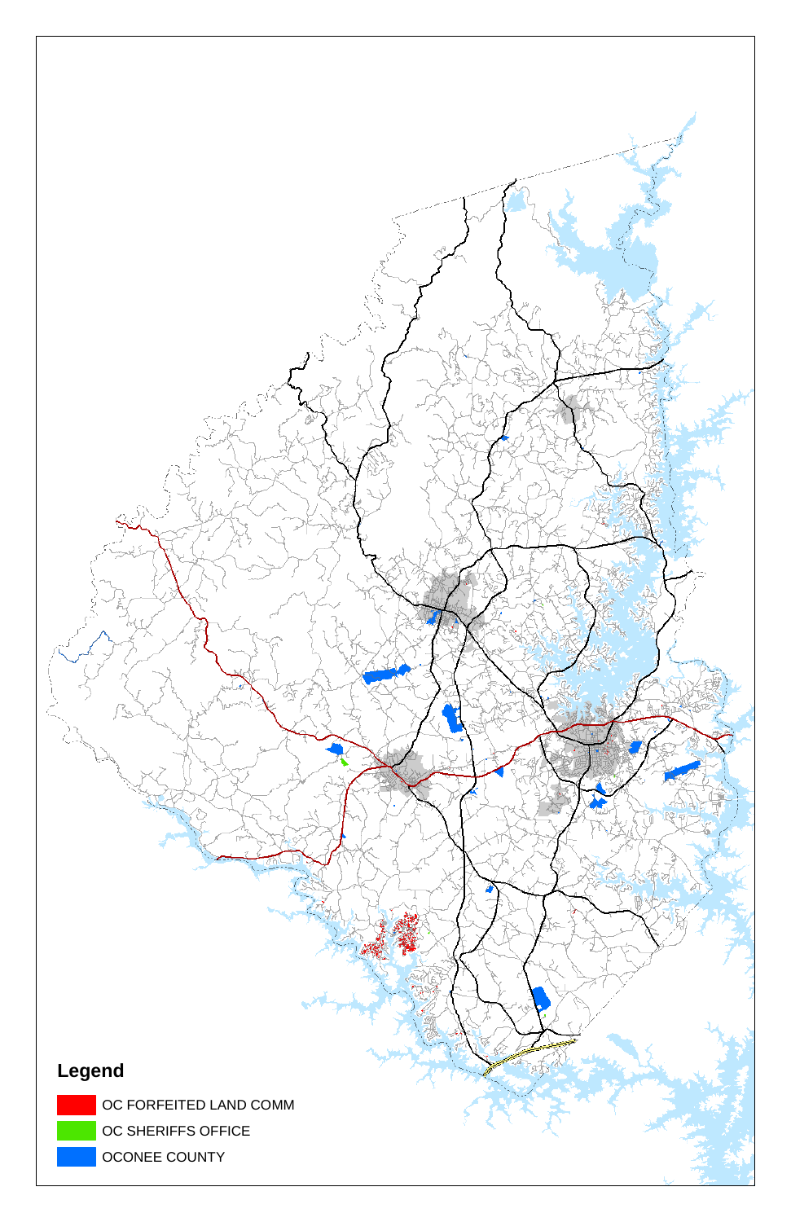**Legend**

- OC FORFEITED LAND COMM
- OC SHERIFFS OFFICE
- OCONEE COUNTY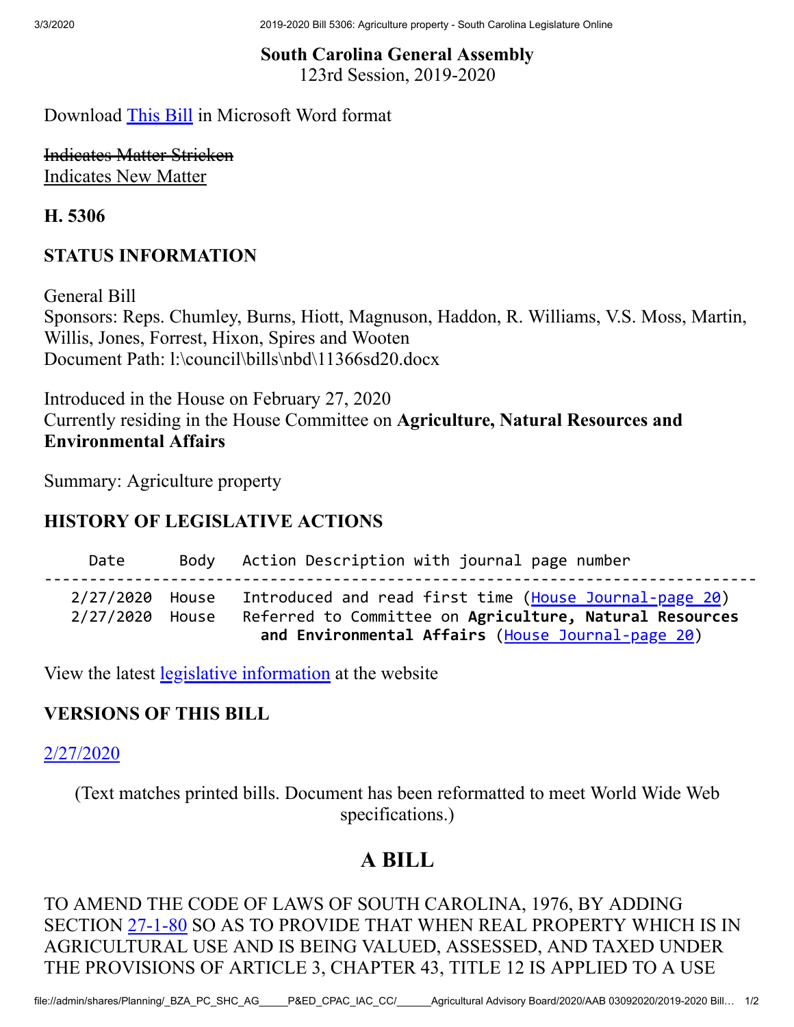**South Carolina General Assembly**
123rd Session, 2019-2020

Download This Bill in Microsoft Word format

~~Indicates Matter Stricken~~
Indicates New Matter

**H. 5306**

## STATUS INFORMATION

General Bill
Sponsors: Reps. Chumley, Burns, Hiott, Magnuson, Haddon, R. Williams, V.S. Moss, Martin, Willis, Jones, Forrest, Hixon, Spires and Wooten
Document Path: l:\council\bills\nbd\11366sd20.docx

Introduced in the House on February 27, 2020
Currently residing in the House Committee on **Agriculture, Natural Resources and Environmental Affairs**

Summary: Agriculture property

## HISTORY OF LEGISLATIVE ACTIONS

| Date | Body | Action Description with journal page number |
|---|---|---|
| 2/27/2020 | House | Introduced and read first time (House Journal-page 20) |
| 2/27/2020 | House | Referred to Committee on **Agriculture, Natural Resources and Environmental Affairs** (House Journal-page 20) |

View the latest legislative information at the website

## VERSIONS OF THIS BILL

2/27/2020

(Text matches printed bills. Document has been reformatted to meet World Wide Web specifications.)

# A BILL

TO AMEND THE CODE OF LAWS OF SOUTH CAROLINA, 1976, BY ADDING SECTION 27-1-80 SO AS TO PROVIDE THAT WHEN REAL PROPERTY WHICH IS IN AGRICULTURAL USE AND IS BEING VALUED, ASSESSED, AND TAXED UNDER THE PROVISIONS OF ARTICLE 3, CHAPTER 43, TITLE 12 IS APPLIED TO A USE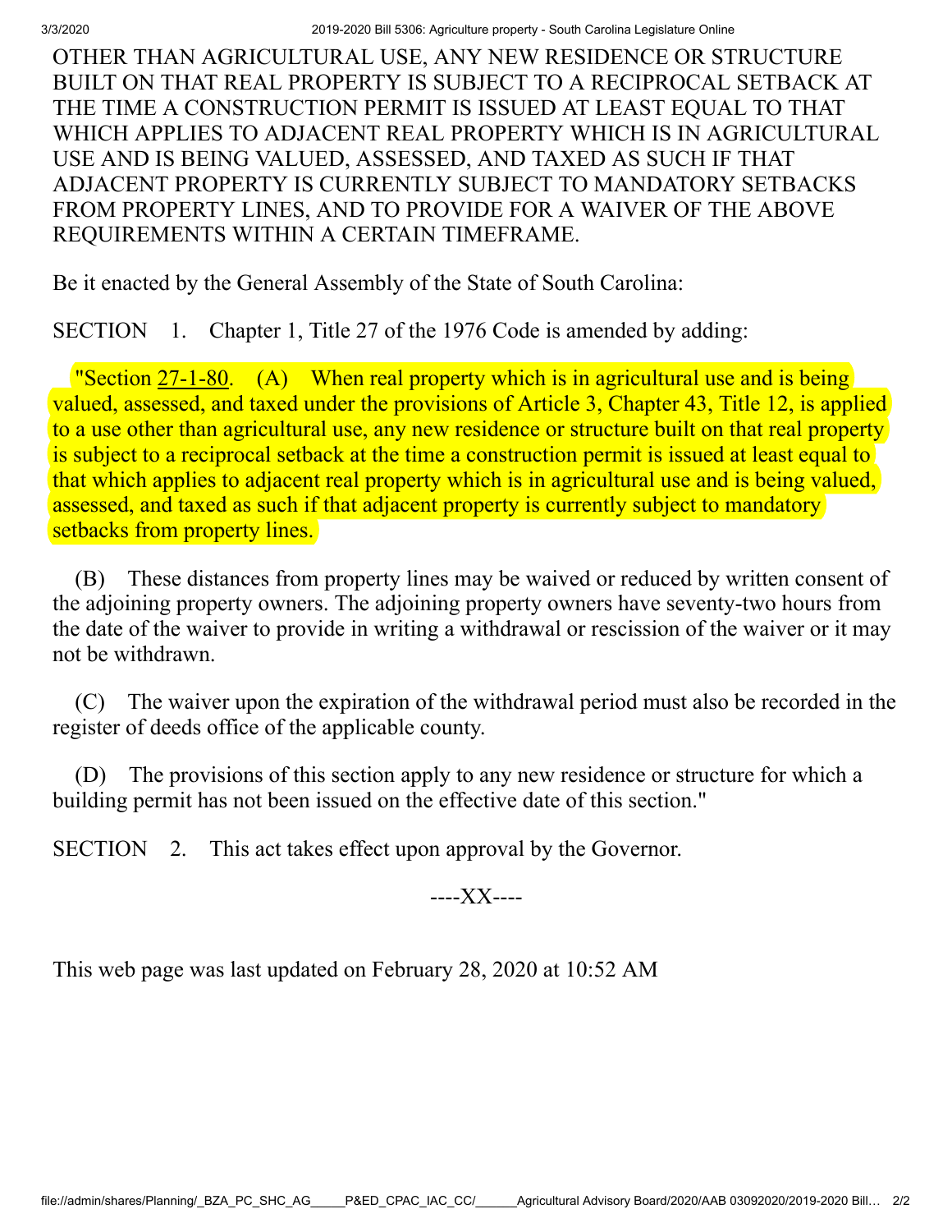OTHER THAN AGRICULTURAL USE, ANY NEW RESIDENCE OR STRUCTURE BUILT ON THAT REAL PROPERTY IS SUBJECT TO A RECIPROCAL SETBACK AT THE TIME A CONSTRUCTION PERMIT IS ISSUED AT LEAST EQUAL TO THAT WHICH APPLIES TO ADJACENT REAL PROPERTY WHICH IS IN AGRICULTURAL USE AND IS BEING VALUED, ASSESSED, AND TAXED AS SUCH IF THAT ADJACENT PROPERTY IS CURRENTLY SUBJECT TO MANDATORY SETBACKS FROM PROPERTY LINES, AND TO PROVIDE FOR A WAIVER OF THE ABOVE REQUIREMENTS WITHIN A CERTAIN TIMEFRAME.

Be it enacted by the General Assembly of the State of South Carolina:

SECTION 1. Chapter 1, Title 27 of the 1976 Code is amended by adding:

"Section 27-1-80. (A) When real property which is in agricultural use and is being valued, assessed, and taxed under the provisions of Article 3, Chapter 43, Title 12, is applied to a use other than agricultural use, any new residence or structure built on that real property is subject to a reciprocal setback at the time a construction permit is issued at least equal to that which applies to adjacent real property which is in agricultural use and is being valued, assessed, and taxed as such if that adjacent property is currently subject to mandatory setbacks from property lines.

(B) These distances from property lines may be waived or reduced by written consent of the adjoining property owners. The adjoining property owners have seventy-two hours from the date of the waiver to provide in writing a withdrawal or rescission of the waiver or it may not be withdrawn.

(C) The waiver upon the expiration of the withdrawal period must also be recorded in the register of deeds office of the applicable county.

(D) The provisions of this section apply to any new residence or structure for which a building permit has not been issued on the effective date of this section."

SECTION 2. This act takes effect upon approval by the Governor.

----XX----

This web page was last updated on February 28, 2020 at 10:52 AM